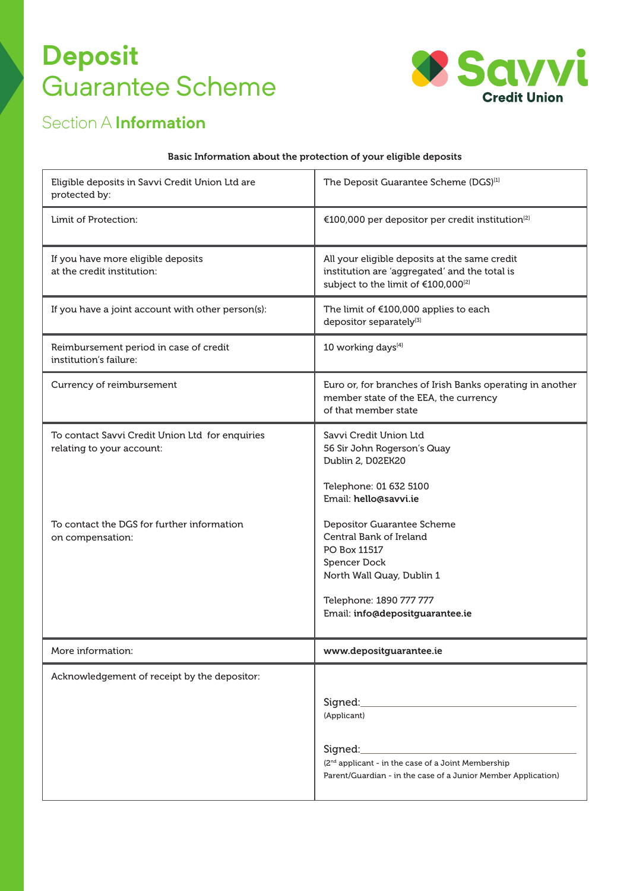# Deposit Guarantee Scheme

Savvi Credit Union

## Section A **Information**

**Basic Information about the protection of your eligible deposits**

| | |
|---|---|
| Eligible deposits in Savvi Credit Union Ltd are protected by: | The Deposit Guarantee Scheme (DGS)[1] |
| Limit of Protection: | €100,000 per depositor per credit institution[2] |
| If you have more eligible deposits at the credit institution: | All your eligible deposits at the same credit institution are 'aggregated' and the total is subject to the limit of €100,000[2] |
| If you have a joint account with other person(s): | The limit of €100,000 applies to each depositor separately[3] |
| Reimbursement period in case of credit institution's failure: | 10 working days[4] |
| Currency of reimbursement | Euro or, for branches of Irish Banks operating in another member state of the EEA, the currency of that member state |
| To contact Savvi Credit Union Ltd for enquiries relating to your account:<br><br>To contact the DGS for further information on compensation: | Savvi Credit Union Ltd<br>56 Sir John Rogerson's Quay<br>Dublin 2, D02EK20<br><br>Telephone: 01 632 5100<br>Email: **hello@savvi.ie**<br><br>Depositor Guarantee Scheme<br>Central Bank of Ireland<br>PO Box 11517<br>Spencer Dock<br>North Wall Quay, Dublin 1<br><br>Telephone: 1890 777 777<br>Email: **info@depositguarantee.ie** |
| More information: | **www.depositguarantee.ie** |
| Acknowledgement of receipt by the depositor: | Signed:\_\_\_\_\_\_\_\_\_\_\_\_\_\_\_\_\_\_\_\_<br>(Applicant)<br><br>Signed:\_\_\_\_\_\_\_\_\_\_\_\_\_\_\_\_\_\_\_\_<br>(2nd applicant - in the case of a Joint Membership<br>Parent/Guardian - in the case of a Junior Member Application) |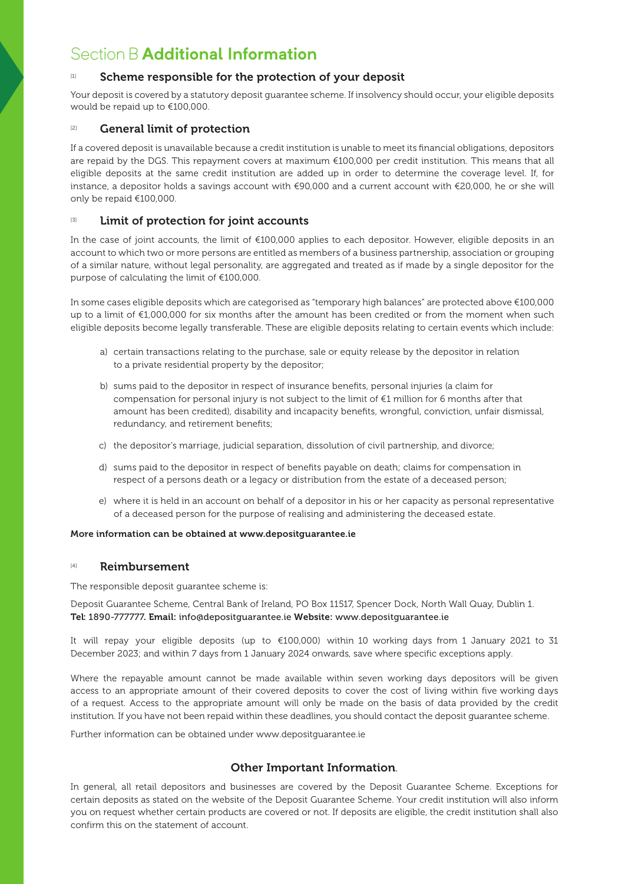# Section B **Additional Information**

### [1] Scheme responsible for the protection of your deposit

Your deposit is covered by a statutory deposit guarantee scheme. If insolvency should occur, your eligible deposits would be repaid up to €100,000.

### [2] General limit of protection

If a covered deposit is unavailable because a credit institution is unable to meet its financial obligations, depositors are repaid by the DGS. This repayment covers at maximum €100,000 per credit institution. This means that all eligible deposits at the same credit institution are added up in order to determine the coverage level. If, for instance, a depositor holds a savings account with €90,000 and a current account with €20,000, he or she will only be repaid €100,000.

### [3] Limit of protection for joint accounts

In the case of joint accounts, the limit of €100,000 applies to each depositor. However, eligible deposits in an account to which two or more persons are entitled as members of a business partnership, association or grouping of a similar nature, without legal personality, are aggregated and treated as if made by a single depositor for the purpose of calculating the limit of €100,000.

In some cases eligible deposits which are categorised as "temporary high balances" are protected above €100,000 up to a limit of €1,000,000 for six months after the amount has been credited or from the moment when such eligible deposits become legally transferable. These are eligible deposits relating to certain events which include:

a) certain transactions relating to the purchase, sale or equity release by the depositor in relation to a private residential property by the depositor;

b) sums paid to the depositor in respect of insurance benefits, personal injuries (a claim for compensation for personal injury is not subject to the limit of €1 million for 6 months after that amount has been credited), disability and incapacity benefits, wrongful, conviction, unfair dismissal, redundancy, and retirement benefits;

c) the depositor's marriage, judicial separation, dissolution of civil partnership, and divorce;

d) sums paid to the depositor in respect of benefits payable on death; claims for compensation in respect of a persons death or a legacy or distribution from the estate of a deceased person;

e) where it is held in an account on behalf of a depositor in his or her capacity as personal representative of a deceased person for the purpose of realising and administering the deceased estate.

**More information can be obtained at www.depositguarantee.ie**

### [4] Reimbursement

The responsible deposit guarantee scheme is:

Deposit Guarantee Scheme, Central Bank of Ireland, PO Box 11517, Spencer Dock, North Wall Quay, Dublin 1.
**Tel:** 1890-777777. **Email:** info@depositguarantee.ie **Website:** www.depositguarantee.ie

It will repay your eligible deposits (up to €100,000) within 10 working days from 1 January 2021 to 31 December 2023; and within 7 days from 1 January 2024 onwards, save where specific exceptions apply.

Where the repayable amount cannot be made available within seven working days depositors will be given access to an appropriate amount of their covered deposits to cover the cost of living within five working days of a request. Access to the appropriate amount will only be made on the basis of data provided by the credit institution. If you have not been repaid within these deadlines, you should contact the deposit guarantee scheme.

Further information can be obtained under www.depositguarantee.ie

### Other Important Information.

In general, all retail depositors and businesses are covered by the Deposit Guarantee Scheme. Exceptions for certain deposits as stated on the website of the Deposit Guarantee Scheme. Your credit institution will also inform you on request whether certain products are covered or not. If deposits are eligible, the credit institution shall also confirm this on the statement of account.